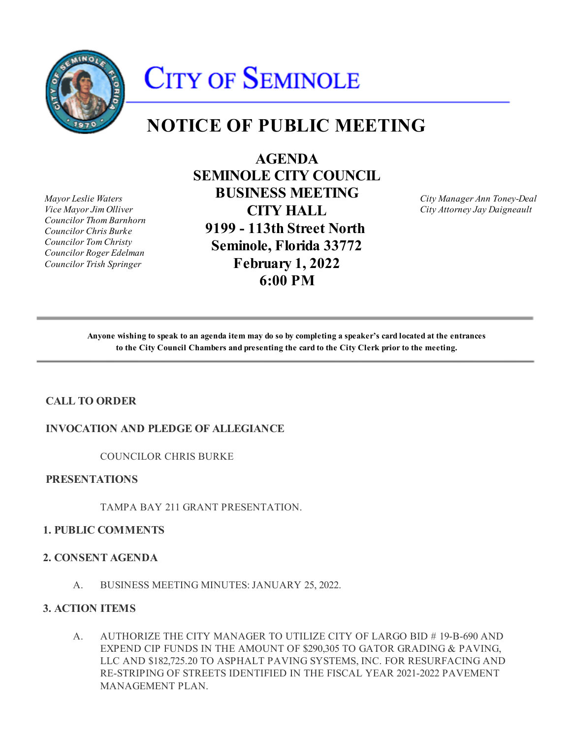# CITY OF SEMINOLE

# NOTICE OF PUBLIC MEETING

*Mayor Leslie Waters*
*Vice Mayor Jim Olliver*
*Councilor Thom Barnhorn*
*Councilor Chris Burke*
*Councilor Tom Christy*
*Councilor Roger Edelman*
*Councilor Trish Springer*

**AGENDA**
**SEMINOLE CITY COUNCIL**
**BUSINESS MEETING**
**CITY HALL**
**9199 - 113th Street North**
**Seminole, Florida 33772**
**February 1, 2022**
**6:00 PM**

*City Manager Ann Toney-Deal*
*City Attorney Jay Daigneault*

---

**Anyone wishing to speak to an agenda item may do so by completing a speaker's card located at the entrances to the City Council Chambers and presenting the card to the City Clerk prior to the meeting.**

---

## CALL TO ORDER

## INVOCATION AND PLEDGE OF ALLEGIANCE

COUNCILOR CHRIS BURKE

## PRESENTATIONS

TAMPA BAY 211 GRANT PRESENTATION.

## 1. PUBLIC COMMENTS

## 2. CONSENT AGENDA

A. BUSINESS MEETING MINUTES: JANUARY 25, 2022.

## 3. ACTION ITEMS

A. AUTHORIZE THE CITY MANAGER TO UTILIZE CITY OF LARGO BID # 19-B-690 AND EXPEND CIP FUNDS IN THE AMOUNT OF $290,305 TO GATOR GRADING & PAVING, LLC AND $182,725.20 TO ASPHALT PAVING SYSTEMS, INC. FOR RESURFACING AND RE-STRIPING OF STREETS IDENTIFIED IN THE FISCAL YEAR 2021-2022 PAVEMENT MANAGEMENT PLAN.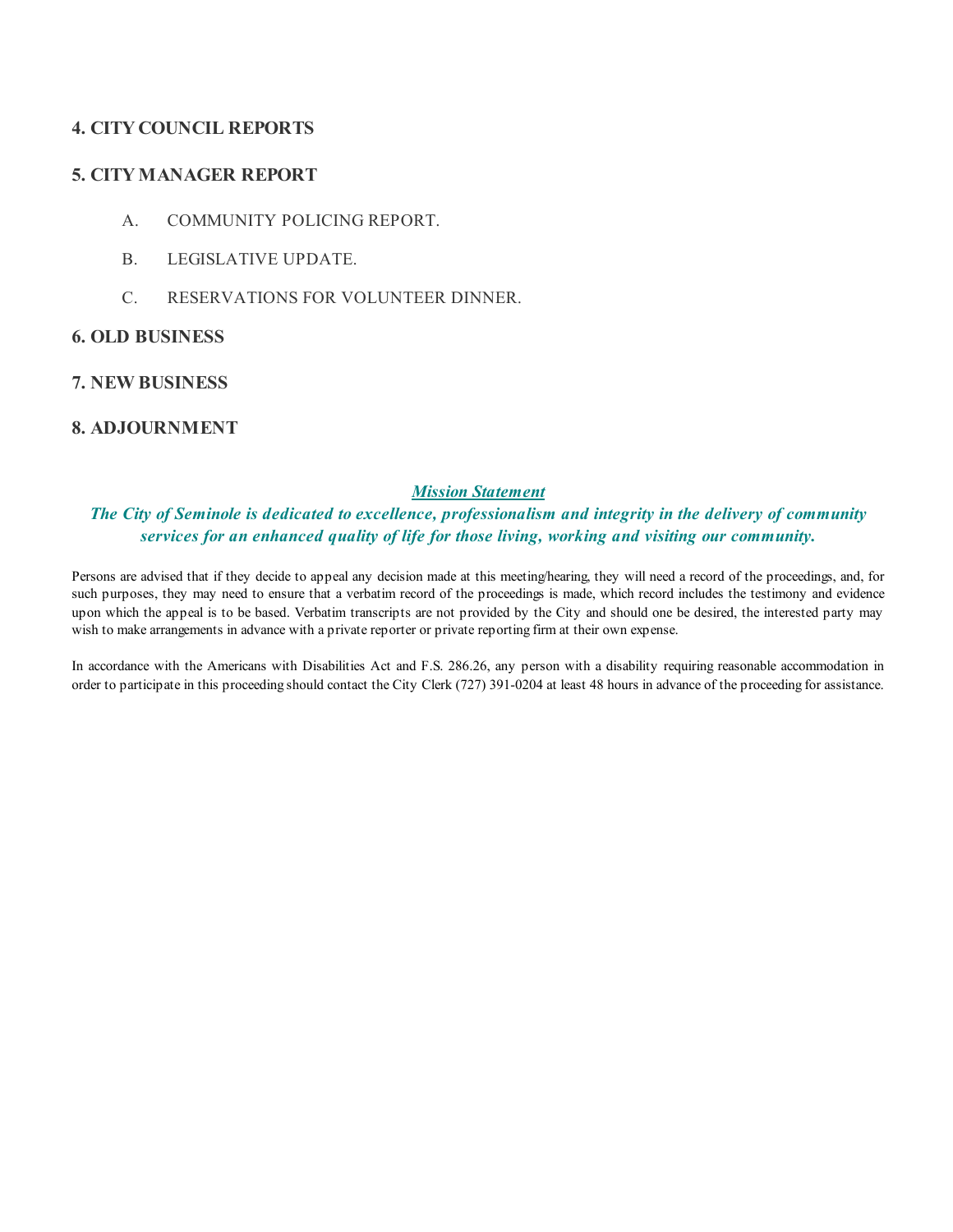## 4. CITY COUNCIL REPORTS

## 5. CITY MANAGER REPORT

A. COMMUNITY POLICING REPORT.

B. LEGISLATIVE UPDATE.

C. RESERVATIONS FOR VOLUNTEER DINNER.

## 6. OLD BUSINESS

## 7. NEW BUSINESS

## 8. ADJOURNMENT

***Mission Statement***

***The City of Seminole is dedicated to excellence, professionalism and integrity in the delivery of community services for an enhanced quality of life for those living, working and visiting our community.***

Persons are advised that if they decide to appeal any decision made at this meeting/hearing, they will need a record of the proceedings, and, for such purposes, they may need to ensure that a verbatim record of the proceedings is made, which record includes the testimony and evidence upon which the appeal is to be based. Verbatim transcripts are not provided by the City and should one be desired, the interested party may wish to make arrangements in advance with a private reporter or private reporting firm at their own expense.

In accordance with the Americans with Disabilities Act and F.S. 286.26, any person with a disability requiring reasonable accommodation in order to participate in this proceeding should contact the City Clerk (727) 391-0204 at least 48 hours in advance of the proceeding for assistance.